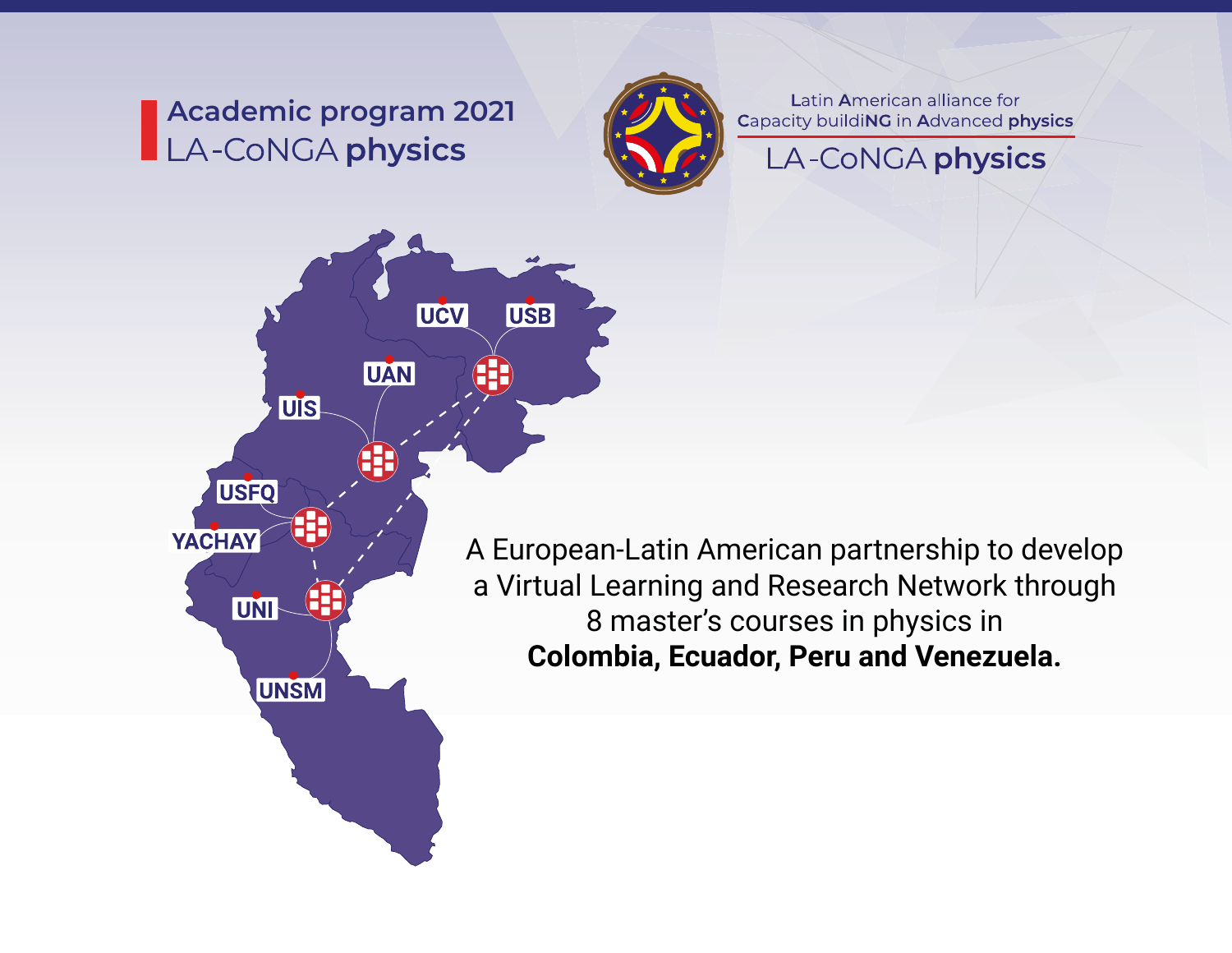# Academic program 2021

## LA-CoNGA **physics**

Latin American alliance for Capacity buildiNG in Advanced physics

LA-CoNGA **physics**

UCV

USB

UAN

UIS

USFQ

YACHAY

UNI

UNSM

A European-Latin American partnership to develop a Virtual Learning and Research Network through 8 master's courses in physics in **Colombia, Ecuador, Peru and Venezuela.**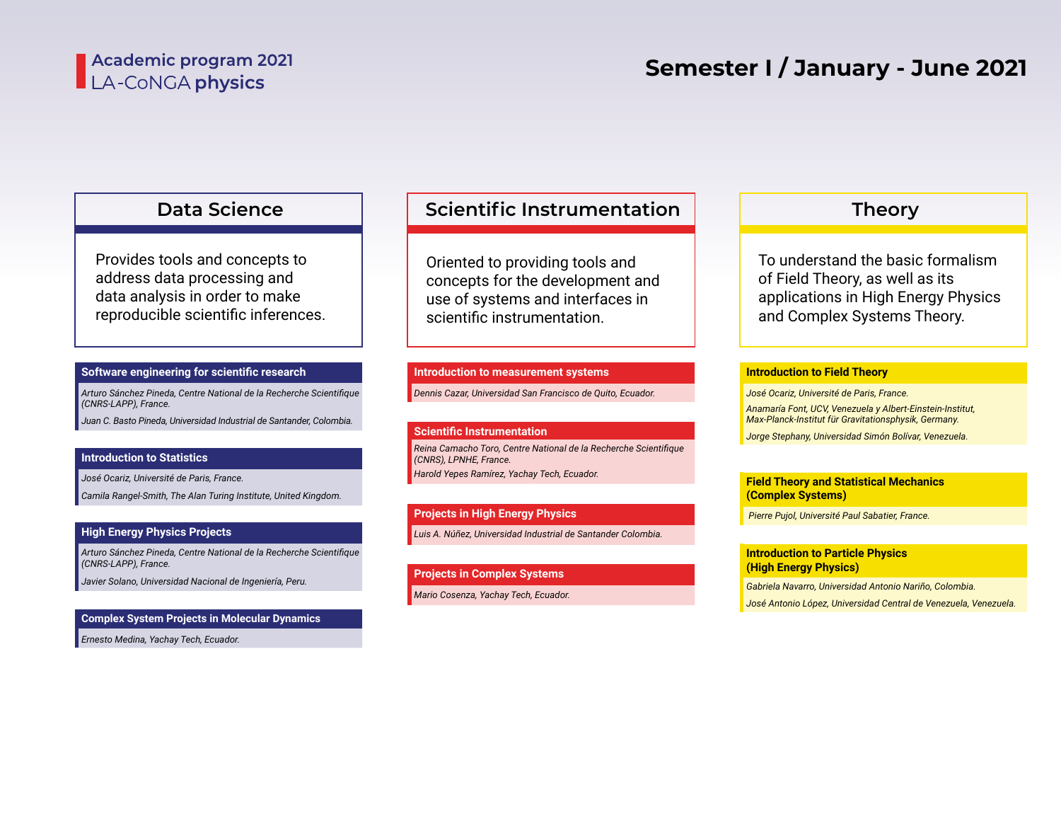Academic program 2021
LA-CoNGA **physics**

# Semester I / January - June 2021

## Data Science

Provides tools and concepts to address data processing and data analysis in order to make reproducible scientific inferences.

### Software engineering for scientific research

*Arturo Sánchez Pineda, Centre National de la Recherche Scientifique (CNRS-LAPP), France.*

*Juan C. Basto Pineda, Universidad Industrial de Santander, Colombia.*

### Introduction to Statistics

*José Ocariz, Université de Paris, France.*

*Camila Rangel-Smith, The Alan Turing Institute, United Kingdom.*

### High Energy Physics Projects

*Arturo Sánchez Pineda, Centre National de la Recherche Scientifique (CNRS-LAPP), France.*

*Javier Solano, Universidad Nacional de Ingeniería, Peru.*

### Complex System Projects in Molecular Dynamics

*Ernesto Medina, Yachay Tech, Ecuador.*

## Scientific Instrumentation

Oriented to providing tools and concepts for the development and use of systems and interfaces in scientific instrumentation.

### Introduction to measurement systems

*Dennis Cazar, Universidad San Francisco de Quito, Ecuador.*

### Scientific Instrumentation

*Reina Camacho Toro, Centre National de la Recherche Scientifique (CNRS), LPNHE, France.*

*Harold Yepes Ramírez, Yachay Tech, Ecuador.*

### Projects in High Energy Physics

*Luis A. Núñez, Universidad Industrial de Santander Colombia.*

### Projects in Complex Systems

*Mario Cosenza, Yachay Tech, Ecuador.*

## Theory

To understand the basic formalism of Field Theory, as well as its applications in High Energy Physics and Complex Systems Theory.

### Introduction to Field Theory

*José Ocariz, Université de Paris, France.*

*Anamaría Font, UCV, Venezuela y Albert-Einstein-Institut, Max-Planck-Institut für Gravitationsphysik, Germany.*

*Jorge Stephany, Universidad Simón Bolívar, Venezuela.*

### Field Theory and Statistical Mechanics (Complex Systems)

*Pierre Pujol, Université Paul Sabatier, France.*

### Introduction to Particle Physics (High Energy Physics)

*Gabriela Navarro, Universidad Antonio Nariño, Colombia.*

*José Antonio López, Universidad Central de Venezuela, Venezuela.*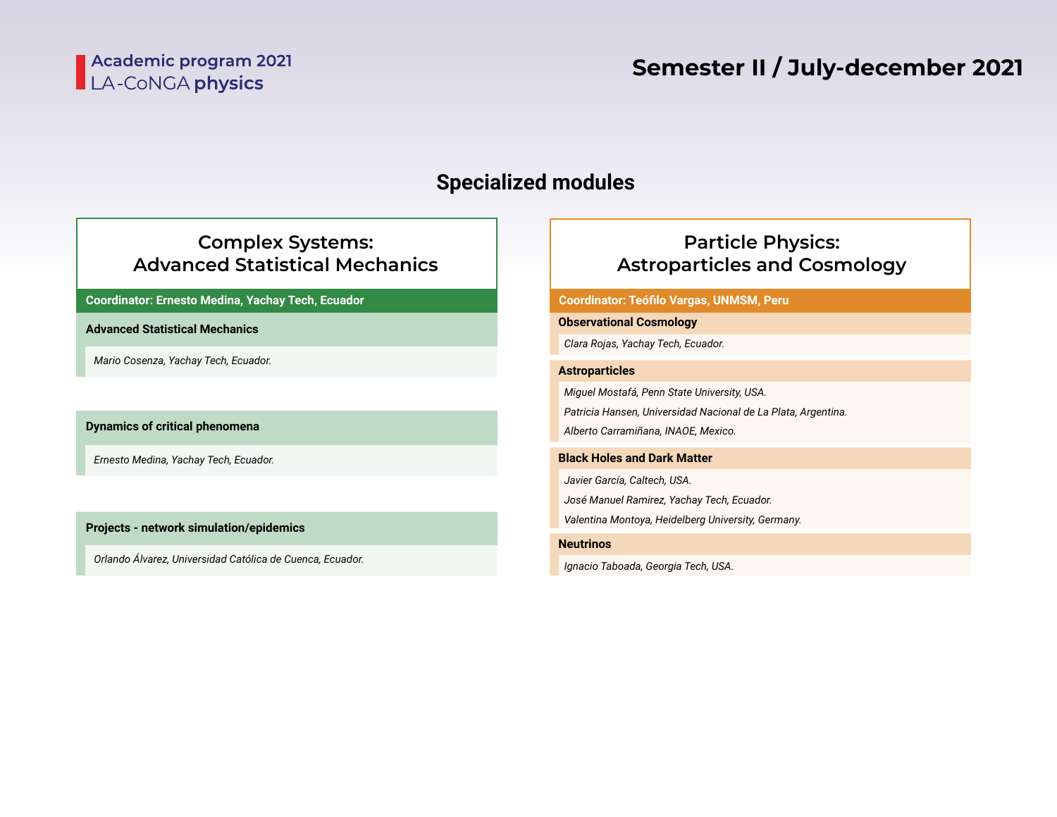Academic program 2021
LA-CoNGA **physics**

# Semester II / July-december 2021

## Specialized modules

### Complex Systems: Advanced Statistical Mechanics

**Coordinator: Ernesto Medina, Yachay Tech, Ecuador**

**Advanced Statistical Mechanics**

*Mario Cosenza, Yachay Tech, Ecuador.*

**Dynamics of critical phenomena**

*Ernesto Medina, Yachay Tech, Ecuador.*

**Projects - network simulation/epidemics**

*Orlando Álvarez, Universidad Católica de Cuenca, Ecuador.*

### Particle Physics: Astroparticles and Cosmology

**Coordinator: Teófilo Vargas, UNMSM, Peru**

**Observational Cosmology**

*Clara Rojas, Yachay Tech, Ecuador.*

**Astroparticles**

*Miguel Mostafá, Penn State University, USA.*

*Patricia Hansen, Universidad Nacional de La Plata, Argentina.*

*Alberto Carramiñana, INAOE, Mexico.*

**Black Holes and Dark Matter**

*Javier García, Caltech, USA.*

*José Manuel Ramirez, Yachay Tech, Ecuador.*

*Valentina Montoya, Heidelberg University, Germany.*

**Neutrinos**

*Ignacio Taboada, Georgia Tech, USA.*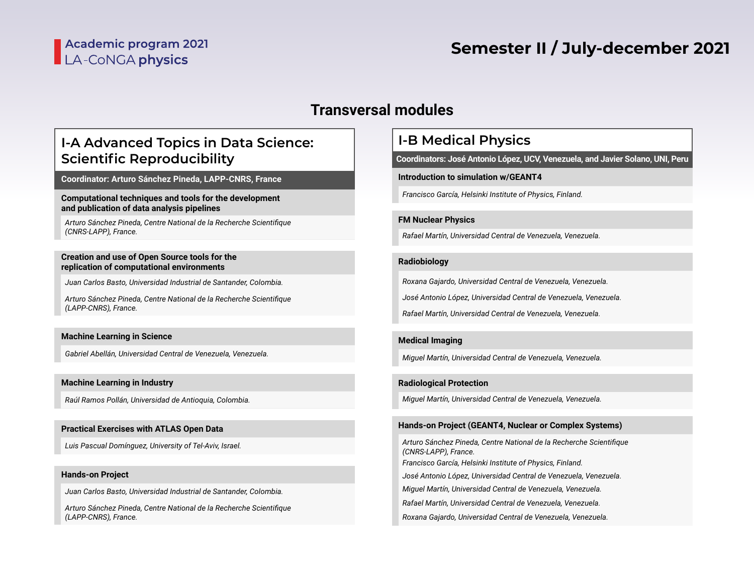Academic program 2021
LA-CoNGA **physics**

# Semester II / July-december 2021

## Transversal modules

### I-A Advanced Topics in Data Science: Scientific Reproducibility

**Coordinator: Arturo Sánchez Pineda, LAPP-CNRS, France**

**Computational techniques and tools for the development and publication of data analysis pipelines**

*Arturo Sánchez Pineda, Centre National de la Recherche Scientifique (CNRS-LAPP), France.*

**Creation and use of Open Source tools for the replication of computational environments**

*Juan Carlos Basto, Universidad Industrial de Santander, Colombia.*

*Arturo Sánchez Pineda, Centre National de la Recherche Scientifique (LAPP-CNRS), France.*

**Machine Learning in Science**

*Gabriel Abellán, Universidad Central de Venezuela, Venezuela.*

**Machine Learning in Industry**

*Raúl Ramos Pollán, Universidad de Antioquia, Colombia.*

**Practical Exercises with ATLAS Open Data**

*Luis Pascual Domínguez, University of Tel-Aviv, Israel.*

**Hands-on Project**

*Juan Carlos Basto, Universidad Industrial de Santander, Colombia.*

*Arturo Sánchez Pineda, Centre National de la Recherche Scientifique (LAPP-CNRS), France.*

### I-B Medical Physics

**Coordinators: José Antonio López, UCV, Venezuela, and Javier Solano, UNI, Peru**

**Introduction to simulation w/GEANT4**

*Francisco García, Helsinki Institute of Physics, Finland.*

**FM Nuclear Physics**

*Rafael Martín, Universidad Central de Venezuela, Venezuela.*

**Radiobiology**

*Roxana Gajardo, Universidad Central de Venezuela, Venezuela.*

*José Antonio López, Universidad Central de Venezuela, Venezuela.*

*Rafael Martín, Universidad Central de Venezuela, Venezuela.*

**Medical Imaging**

*Miguel Martín, Universidad Central de Venezuela, Venezuela.*

**Radiological Protection**

*Miguel Martín, Universidad Central de Venezuela, Venezuela.*

**Hands-on Project (GEANT4, Nuclear or Complex Systems)**

*Arturo Sánchez Pineda, Centre National de la Recherche Scientifique (CNRS-LAPP), France.*

*Francisco García, Helsinki Institute of Physics, Finland.*

*José Antonio López, Universidad Central de Venezuela, Venezuela.*

*Miguel Martín, Universidad Central de Venezuela, Venezuela.*

*Rafael Martín, Universidad Central de Venezuela, Venezuela.*

*Roxana Gajardo, Universidad Central de Venezuela, Venezuela.*